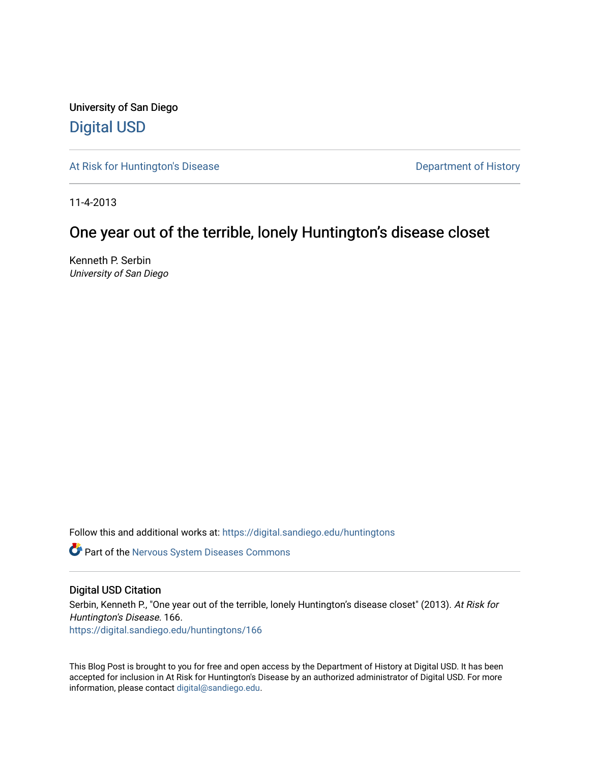University of San Diego

## Digital USD

At Risk for Huntington's Disease

Department of History

11-4-2013

# One year out of the terrible, lonely Huntington's disease closet

Kenneth P. Serbin
*University of San Diego*

Follow this and additional works at: https://digital.sandiego.edu/huntingtons

Part of the Nervous System Diseases Commons

### Digital USD Citation

Serbin, Kenneth P., "One year out of the terrible, lonely Huntington's disease closet" (2013). *At Risk for Huntington's Disease*. 166.
https://digital.sandiego.edu/huntingtons/166

This Blog Post is brought to you for free and open access by the Department of History at Digital USD. It has been accepted for inclusion in At Risk for Huntington's Disease by an authorized administrator of Digital USD. For more information, please contact digital@sandiego.edu.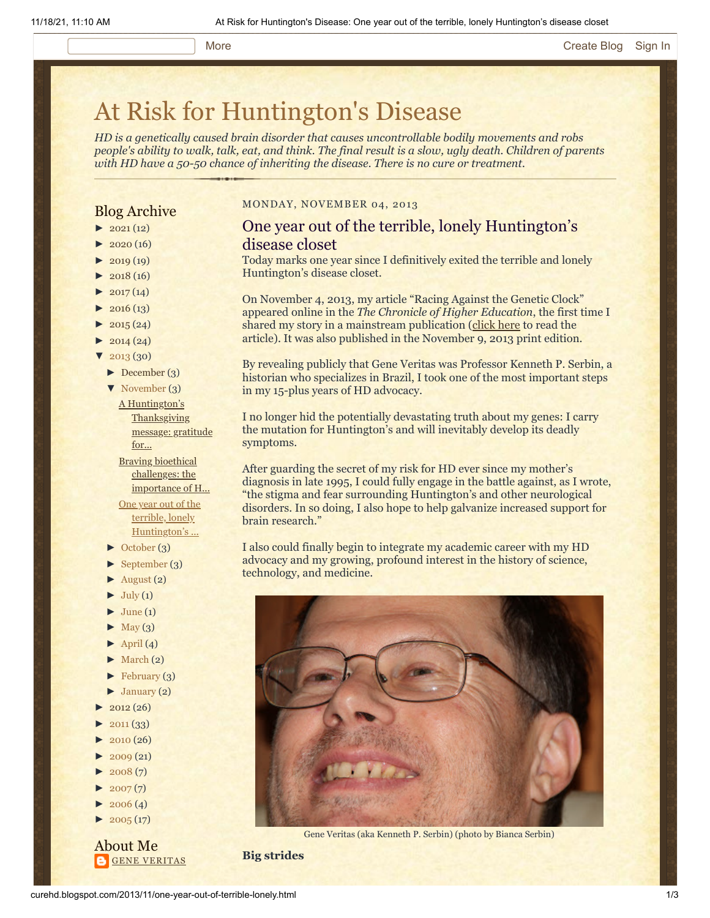# At Risk for Huntington's Disease

*HD is a genetically caused brain disorder that causes uncontrollable bodily movements and robs people's ability to walk, talk, eat, and think. The final result is a slow, ugly death. Children of parents with HD have a 50-50 chance of inheriting the disease. There is no cure or treatment.*

## Blog Archive

- ► 2021 (12)
- ► 2020 (16)
- ► 2019 (19)
- ► 2018 (16)
- ► 2017 (14)
- ► 2016 (13)
- ► 2015 (24)
- ► 2014 (24)
- ▼ 2013 (30)
  - ► December (3)
  - ▼ November (3)
    - A Huntington's Thanksgiving message: gratitude for...
    - Braving bioethical challenges: the importance of H...
    - One year out of the terrible, lonely Huntington's ...
  - ► October (3)
  - ► September (3)
  - ► August (2)
  - ► July (1)
  - ► June (1)
  - ► May (3)
  - ► April (4)
  - ► March (2)
  - ► February (3)
  - ► January (2)
- ► 2012 (26)
- ► 2011 (33)
- ► 2010 (26)
- ► 2009 (21)
- ► 2008 (7)
- ► 2007 (7)
- ► 2006 (4)
- ► 2005 (17)

## About Me

GENE VERITAS

MONDAY, NOVEMBER 04, 2013

## One year out of the terrible, lonely Huntington's disease closet

Today marks one year since I definitively exited the terrible and lonely Huntington's disease closet.

On November 4, 2013, my article "Racing Against the Genetic Clock" appeared online in the *The Chronicle of Higher Education*, the first time I shared my story in a mainstream publication (click here to read the article). It was also published in the November 9, 2013 print edition.

By revealing publicly that Gene Veritas was Professor Kenneth P. Serbin, a historian who specializes in Brazil, I took one of the most important steps in my 15-plus years of HD advocacy.

I no longer hid the potentially devastating truth about my genes: I carry the mutation for Huntington's and will inevitably develop its deadly symptoms.

After guarding the secret of my risk for HD ever since my mother's diagnosis in late 1995, I could fully engage in the battle against, as I wrote, "the stigma and fear surrounding Huntington's and other neurological disorders. In so doing, I also hope to help galvanize increased support for brain research."

I also could finally begin to integrate my academic career with my HD advocacy and my growing, profound interest in the history of science, technology, and medicine.

Gene Veritas (aka Kenneth P. Serbin) (photo by Bianca Serbin)

**Big strides**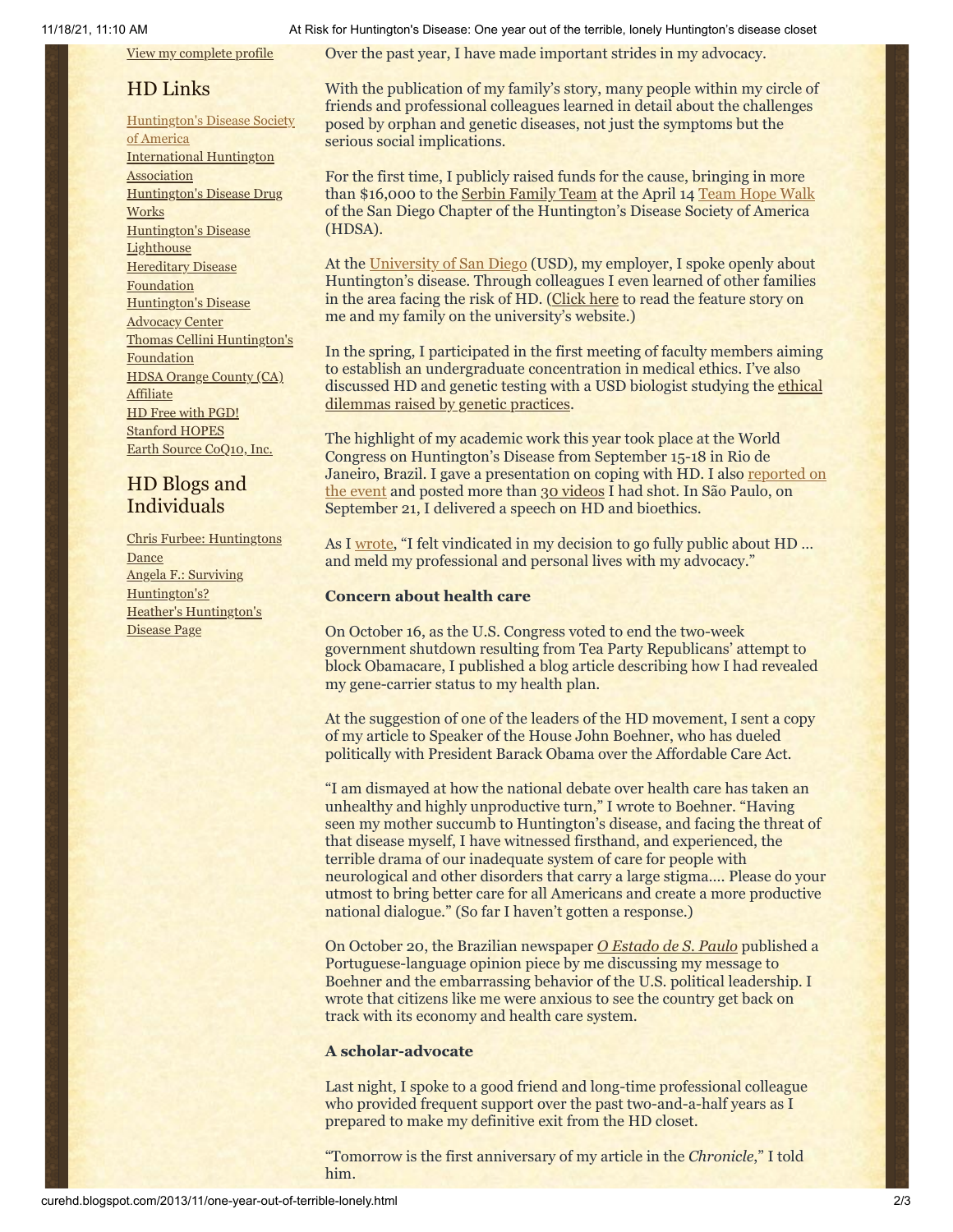View my complete profile

## HD Links

Huntington's Disease Society of America
International Huntington Association
Huntington's Disease Drug Works
Huntington's Disease Lighthouse
Hereditary Disease Foundation
Huntington's Disease Advocacy Center
Thomas Cellini Huntington's Foundation
HDSA Orange County (CA) Affiliate
HD Free with PGD!
Stanford HOPES
Earth Source CoQ10, Inc.

## HD Blogs and Individuals

Chris Furbee: Huntingtons Dance
Angela F.: Surviving Huntington's?
Heather's Huntington's Disease Page

Over the past year, I have made important strides in my advocacy.

With the publication of my family's story, many people within my circle of friends and professional colleagues learned in detail about the challenges posed by orphan and genetic diseases, not just the symptoms but the serious social implications.

For the first time, I publicly raised funds for the cause, bringing in more than $16,000 to the Serbin Family Team at the April 14 Team Hope Walk of the San Diego Chapter of the Huntington's Disease Society of America (HDSA).

At the University of San Diego (USD), my employer, I spoke openly about Huntington's disease. Through colleagues I even learned of other families in the area facing the risk of HD. (Click here to read the feature story on me and my family on the university's website.)

In the spring, I participated in the first meeting of faculty members aiming to establish an undergraduate concentration in medical ethics. I've also discussed HD and genetic testing with a USD biologist studying the ethical dilemmas raised by genetic practices.

The highlight of my academic work this year took place at the World Congress on Huntington's Disease from September 15-18 in Rio de Janeiro, Brazil. I gave a presentation on coping with HD. I also reported on the event and posted more than 30 videos I had shot. In São Paulo, on September 21, I delivered a speech on HD and bioethics.

As I wrote, "I felt vindicated in my decision to go fully public about HD … and meld my professional and personal lives with my advocacy."

**Concern about health care**

On October 16, as the U.S. Congress voted to end the two-week government shutdown resulting from Tea Party Republicans' attempt to block Obamacare, I published a blog article describing how I had revealed my gene-carrier status to my health plan.

At the suggestion of one of the leaders of the HD movement, I sent a copy of my article to Speaker of the House John Boehner, who has dueled politically with President Barack Obama over the Affordable Care Act.

"I am dismayed at how the national debate over health care has taken an unhealthy and highly unproductive turn," I wrote to Boehner. "Having seen my mother succumb to Huntington's disease, and facing the threat of that disease myself, I have witnessed firsthand, and experienced, the terrible drama of our inadequate system of care for people with neurological and other disorders that carry a large stigma.... Please do your utmost to bring better care for all Americans and create a more productive national dialogue." (So far I haven't gotten a response.)

On October 20, the Brazilian newspaper *O Estado de S. Paulo* published a Portuguese-language opinion piece by me discussing my message to Boehner and the embarrassing behavior of the U.S. political leadership. I wrote that citizens like me were anxious to see the country get back on track with its economy and health care system.

**A scholar-advocate**

Last night, I spoke to a good friend and long-time professional colleague who provided frequent support over the past two-and-a-half years as I prepared to make my definitive exit from the HD closet.

"Tomorrow is the first anniversary of my article in the *Chronicle*," I told him.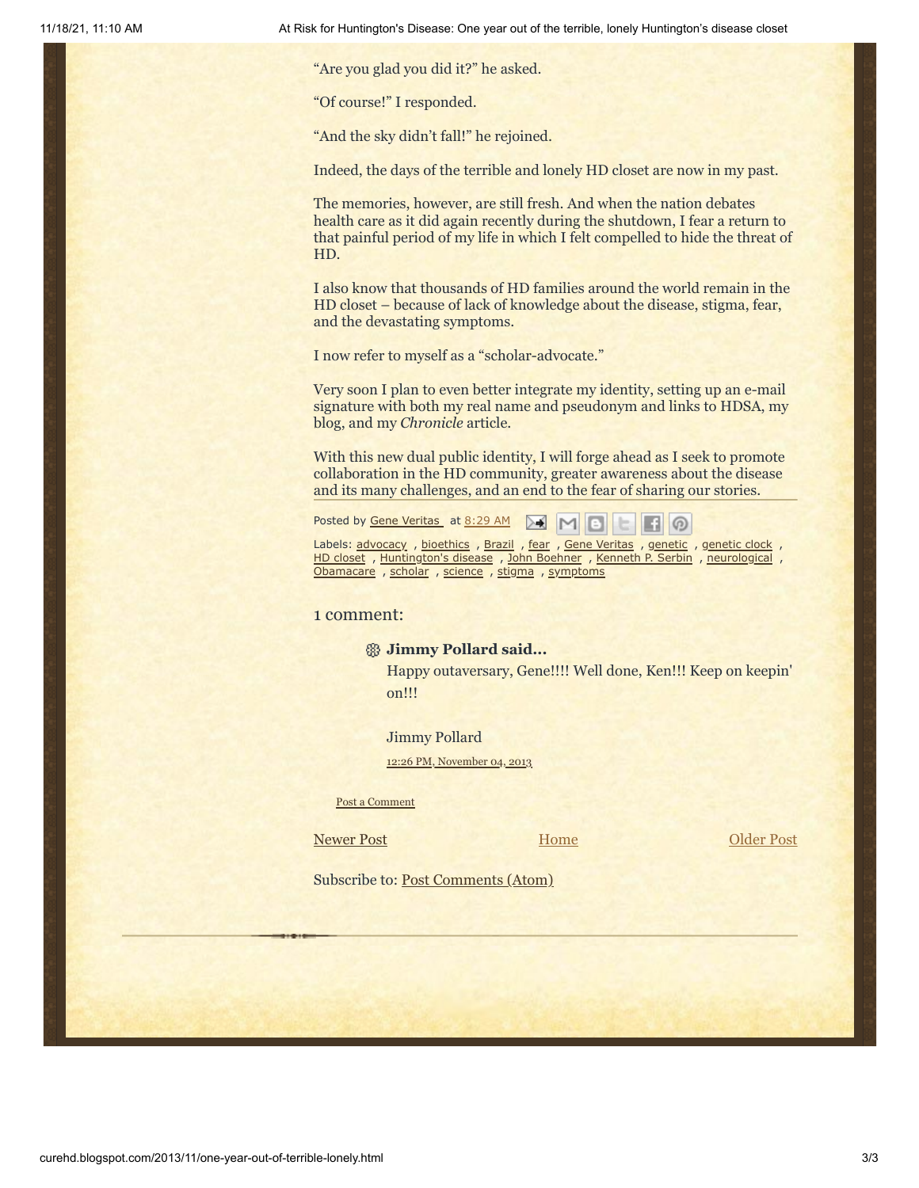"Are you glad you did it?" he asked.

"Of course!" I responded.

"And the sky didn't fall!" he rejoined.

Indeed, the days of the terrible and lonely HD closet are now in my past.

The memories, however, are still fresh. And when the nation debates health care as it did again recently during the shutdown, I fear a return to that painful period of my life in which I felt compelled to hide the threat of HD.

I also know that thousands of HD families around the world remain in the HD closet – because of lack of knowledge about the disease, stigma, fear, and the devastating symptoms.

I now refer to myself as a "scholar-advocate."

Very soon I plan to even better integrate my identity, setting up an e-mail signature with both my real name and pseudonym and links to HDSA, my blog, and my *Chronicle* article.

With this new dual public identity, I will forge ahead as I seek to promote collaboration in the HD community, greater awareness about the disease and its many challenges, and an end to the fear of sharing our stories.

Posted by Gene Veritas at 8:29 AM

Labels: advocacy , bioethics , Brazil , fear , Gene Veritas , genetic , genetic clock , HD closet , Huntington's disease , John Boehner , Kenneth P. Serbin , neurological , Obamacare , scholar , science , stigma , symptoms

## 1 comment:

**Jimmy Pollard said...**

Happy outaversary, Gene!!!! Well done, Ken!!! Keep on keepin' on!!!

Jimmy Pollard

12:26 PM, November 04, 2013

Post a Comment

Newer Post | Home | Older Post

Subscribe to: Post Comments (Atom)